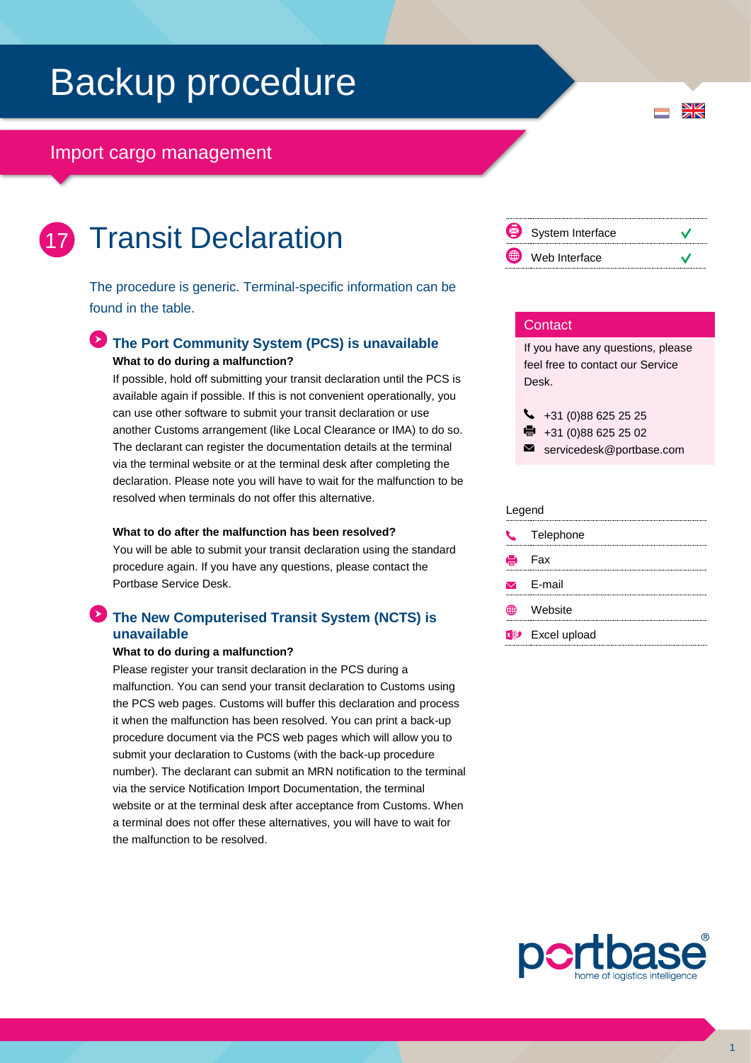# Backup procedure

## Import cargo management

## 17 Transit Declaration

| | |
|---|---|
| System Interface | ✓ |
| Web Interface | ✓ |

The procedure is generic. Terminal-specific information can be found in the table.

### The Port Community System (PCS) is unavailable

**What to do during a malfunction?**

If possible, hold off submitting your transit declaration until the PCS is available again if possible. If this is not convenient operationally, you can use other software to submit your transit declaration or use another Customs arrangement (like Local Clearance or IMA) to do so. The declarant can register the documentation details at the terminal via the terminal website or at the terminal desk after completing the declaration. Please note you will have to wait for the malfunction to be resolved when terminals do not offer this alternative.

**What to do after the malfunction has been resolved?**

You will be able to submit your transit declaration using the standard procedure again. If you have any questions, please contact the Portbase Service Desk.

### The New Computerised Transit System (NCTS) is unavailable

**What to do during a malfunction?**

Please register your transit declaration in the PCS during a malfunction. You can send your transit declaration to Customs using the PCS web pages. Customs will buffer this declaration and process it when the malfunction has been resolved. You can print a back-up procedure document via the PCS web pages which will allow you to submit your declaration to Customs (with the back-up procedure number). The declarant can submit an MRN notification to the terminal via the service Notification Import Documentation, the terminal website or at the terminal desk after acceptance from Customs. When a terminal does not offer these alternatives, you will have to wait for the malfunction to be resolved.

### Contact

If you have any questions, please feel free to contact our Service Desk.

- Telephone: +31 (0)88 625 25 25
- Fax: +31 (0)88 625 25 02
- E-mail: servicedesk@portbase.com

### Legend

- Telephone
- Fax
- E-mail
- Website
- Excel upload

portbase
home of logistics intelligence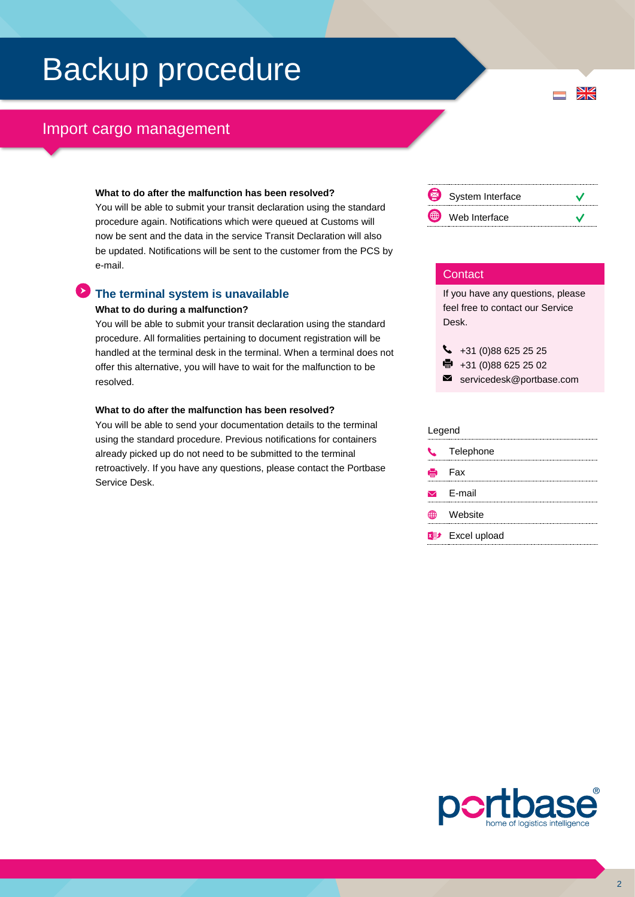# Backup procedure

## Import cargo management

**What to do after the malfunction has been resolved?**

You will be able to submit your transit declaration using the standard procedure again. Notifications which were queued at Customs will now be sent and the data in the service Transit Declaration will also be updated. Notifications will be sent to the customer from the PCS by e-mail.

### The terminal system is unavailable

**What to do during a malfunction?**

You will be able to submit your transit declaration using the standard procedure. All formalities pertaining to document registration will be handled at the terminal desk in the terminal. When a terminal does not offer this alternative, you will have to wait for the malfunction to be resolved.

**What to do after the malfunction has been resolved?**

You will be able to send your documentation details to the terminal using the standard procedure. Previous notifications for containers already picked up do not need to be submitted to the terminal retroactively. If you have any questions, please contact the Portbase Service Desk.

| | |
|---|---|
| System Interface | ✓ |
| Web Interface | ✓ |

**Contact**

If you have any questions, please feel free to contact our Service Desk.

- Telephone: +31 (0)88 625 25 25
- Fax: +31 (0)88 625 25 02
- E-mail: servicedesk@portbase.com

**Legend**

- Telephone
- Fax
- E-mail
- Website
- Excel upload

portbase® home of logistics intelligence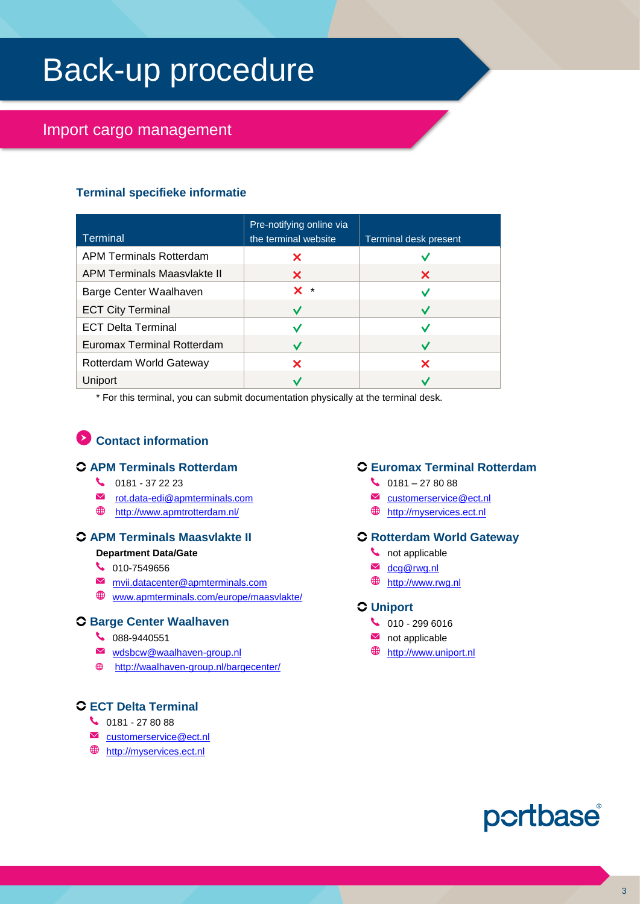# Back-up procedure

## Import cargo management

### Terminal specifieke informatie

| Terminal | Pre-notifying online via the terminal website | Terminal desk present |
|---|---|---|
| APM Terminals Rotterdam | ✗ | ✓ |
| APM Terminals Maasvlakte II | ✗ | ✗ |
| Barge Center Waalhaven | ✗ * | ✓ |
| ECT City Terminal | ✓ | ✓ |
| ECT Delta Terminal | ✓ | ✓ |
| Euromax Terminal Rotterdam | ✓ | ✓ |
| Rotterdam World Gateway | ✗ | ✗ |
| Uniport | ✓ | ✓ |

* For this terminal, you can submit documentation physically at the terminal desk.

### Contact information

#### APM Terminals Rotterdam

- 0181 - 37 22 23
- rot.data-edi@apmterminals.com
- http://www.apmtrotterdam.nl/

#### APM Terminals Maasvlakte II

**Department Data/Gate**

- 010-7549656
- mvii.datacenter@apmterminals.com
- www.apmterminals.com/europe/maasvlakte/

#### Barge Center Waalhaven

- 088-9440551
- wdsbcw@waalhaven-group.nl
- http://waalhaven-group.nl/bargecenter/

#### ECT Delta Terminal

- 0181 - 27 80 88
- customerservice@ect.nl
- http://myservices.ect.nl

#### Euromax Terminal Rotterdam

- 0181 – 27 80 88
- customerservice@ect.nl
- http://myservices.ect.nl

#### Rotterdam World Gateway

- not applicable
- dcg@rwg.nl
- http://www.rwg.nl

#### Uniport

- 010 - 299 6016
- not applicable
- http://www.uniport.nl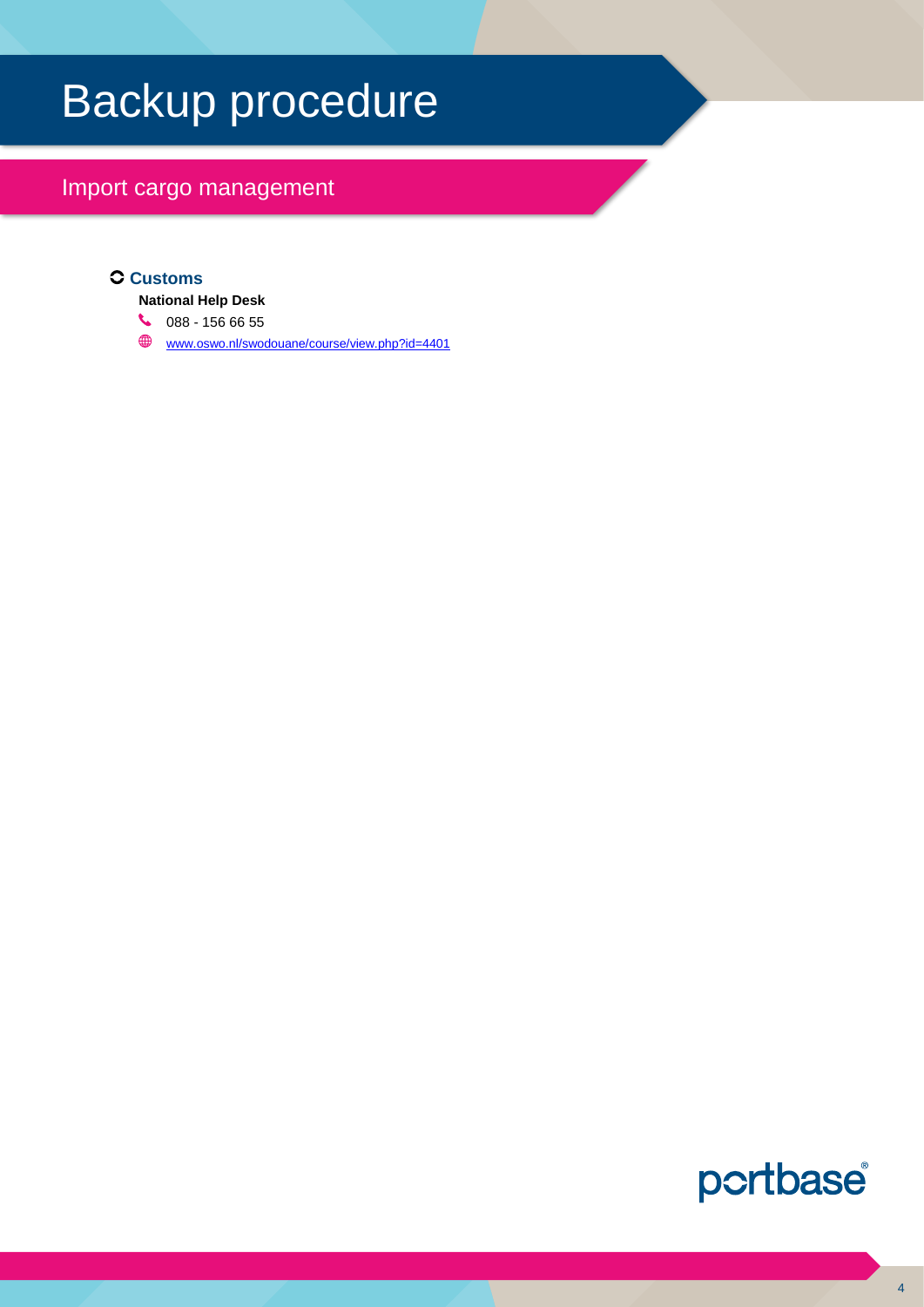# Backup procedure

## Import cargo management

### Customs

**National Help Desk**

- 088 - 156 66 55
- www.oswo.nl/swodouane/course/view.php?id=4401

portbase®